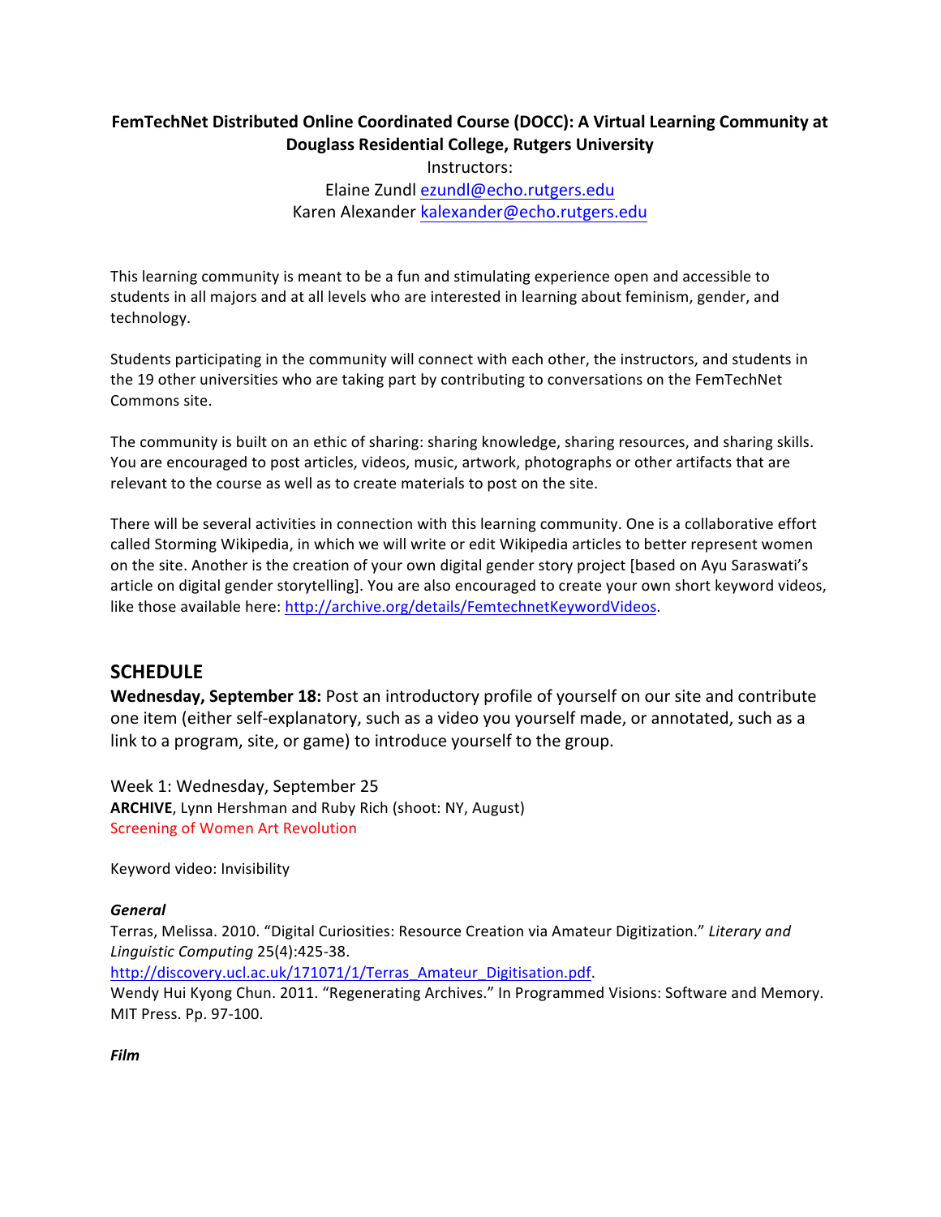**FemTechNet Distributed Online Coordinated Course (DOCC): A Virtual Learning Community at Douglass Residential College, Rutgers University**

Instructors:
Elaine Zundl ezundl@echo.rutgers.edu
Karen Alexander kalexander@echo.rutgers.edu

This learning community is meant to be a fun and stimulating experience open and accessible to students in all majors and at all levels who are interested in learning about feminism, gender, and technology.

Students participating in the community will connect with each other, the instructors, and students in the 19 other universities who are taking part by contributing to conversations on the FemTechNet Commons site.

The community is built on an ethic of sharing: sharing knowledge, sharing resources, and sharing skills. You are encouraged to post articles, videos, music, artwork, photographs or other artifacts that are relevant to the course as well as to create materials to post on the site.

There will be several activities in connection with this learning community. One is a collaborative effort called Storming Wikipedia, in which we will write or edit Wikipedia articles to better represent women on the site. Another is the creation of your own digital gender story project [based on Ayu Saraswati's article on digital gender storytelling]. You are also encouraged to create your own short keyword videos, like those available here: http://archive.org/details/FemtechnetKeywordVideos.

## SCHEDULE

**Wednesday, September 18:** Post an introductory profile of yourself on our site and contribute one item (either self-explanatory, such as a video you yourself made, or annotated, such as a link to a program, site, or game) to introduce yourself to the group.

Week 1: Wednesday, September 25
**ARCHIVE**, Lynn Hershman and Ruby Rich (shoot: NY, August)
Screening of Women Art Revolution

Keyword video: Invisibility

***General***
Terras, Melissa. 2010. "Digital Curiosities: Resource Creation via Amateur Digitization." *Literary and Linguistic Computing* 25(4):425-38.
http://discovery.ucl.ac.uk/171071/1/Terras_Amateur_Digitisation.pdf.
Wendy Hui Kyong Chun. 2011. "Regenerating Archives." In Programmed Visions: Software and Memory. MIT Press. Pp. 97-100.

***Film***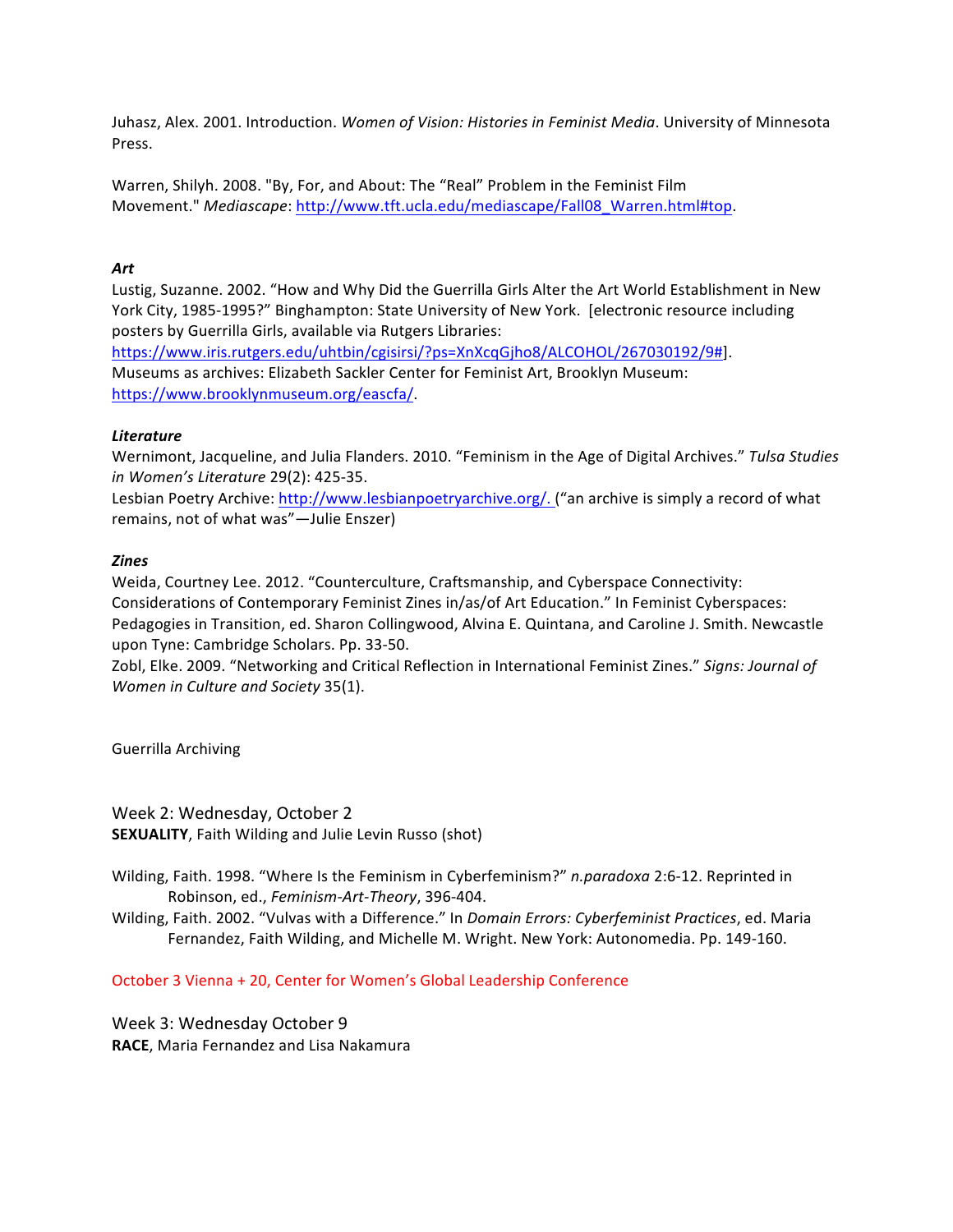Juhasz, Alex. 2001. Introduction. *Women of Vision: Histories in Feminist Media*. University of Minnesota Press.

Warren, Shilyh. 2008. "By, For, and About: The "Real" Problem in the Feminist Film Movement." *Mediascape*: http://www.tft.ucla.edu/mediascape/Fall08_Warren.html#top.

***Art***

Lustig, Suzanne. 2002. "How and Why Did the Guerrilla Girls Alter the Art World Establishment in New York City, 1985-1995?" Binghampton: State University of New York. [electronic resource including posters by Guerrilla Girls, available via Rutgers Libraries: https://www.iris.rutgers.edu/uhtbin/cgisirsi/?ps=XnXcqGjho8/ALCOHOL/267030192/9#].
Museums as archives: Elizabeth Sackler Center for Feminist Art, Brooklyn Museum: https://www.brooklynmuseum.org/eascfa/.

***Literature***

Wernimont, Jacqueline, and Julia Flanders. 2010. "Feminism in the Age of Digital Archives." *Tulsa Studies in Women's Literature* 29(2): 425-35.
Lesbian Poetry Archive: http://www.lesbianpoetryarchive.org/. ("an archive is simply a record of what remains, not of what was"—Julie Enszer)

***Zines***

Weida, Courtney Lee. 2012. "Counterculture, Craftsmanship, and Cyberspace Connectivity: Considerations of Contemporary Feminist Zines in/as/of Art Education." In Feminist Cyberspaces: Pedagogies in Transition, ed. Sharon Collingwood, Alvina E. Quintana, and Caroline J. Smith. Newcastle upon Tyne: Cambridge Scholars. Pp. 33-50.
Zobl, Elke. 2009. "Networking and Critical Reflection in International Feminist Zines." *Signs: Journal of Women in Culture and Society* 35(1).

Guerrilla Archiving

## Week 2: Wednesday, October 2

**SEXUALITY**, Faith Wilding and Julie Levin Russo (shot)

Wilding, Faith. 1998. "Where Is the Feminism in Cyberfeminism?" *n.paradoxa* 2:6-12. Reprinted in Robinson, ed., *Feminism-Art-Theory*, 396-404.

Wilding, Faith. 2002. "Vulvas with a Difference." In *Domain Errors: Cyberfeminist Practices*, ed. Maria Fernandez, Faith Wilding, and Michelle M. Wright. New York: Autonomedia. Pp. 149-160.

October 3 Vienna + 20, Center for Women's Global Leadership Conference

## Week 3: Wednesday October 9

**RACE**, Maria Fernandez and Lisa Nakamura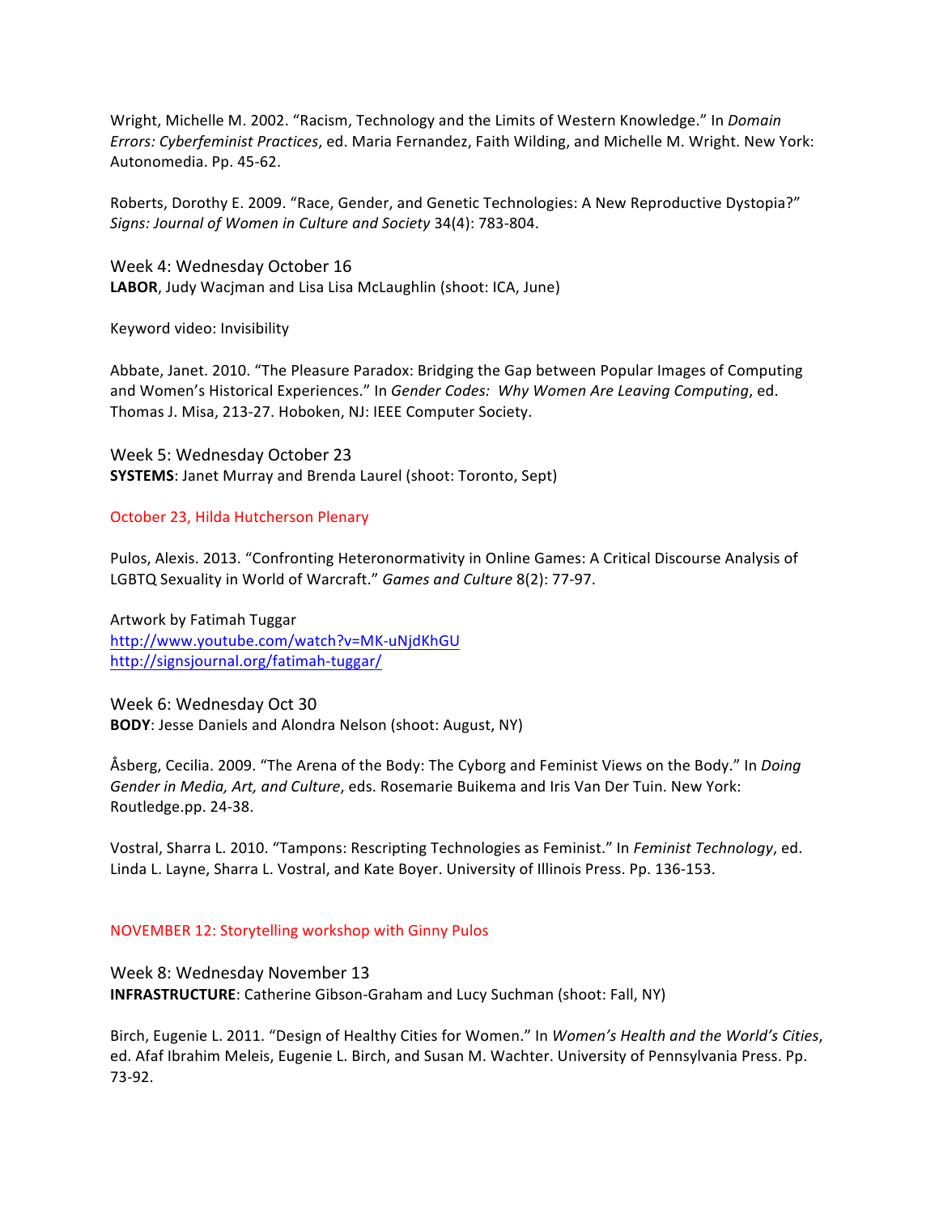Wright, Michelle M. 2002. “Racism, Technology and the Limits of Western Knowledge.” In *Domain Errors: Cyberfeminist Practices*, ed. Maria Fernandez, Faith Wilding, and Michelle M. Wright. New York: Autonomedia. Pp. 45-62.

Roberts, Dorothy E. 2009. “Race, Gender, and Genetic Technologies: A New Reproductive Dystopia?” *Signs: Journal of Women in Culture and Society* 34(4): 783-804.

### Week 4: Wednesday October 16

**LABOR**, Judy Wacjman and Lisa Lisa McLaughlin (shoot: ICA, June)

Keyword video: Invisibility

Abbate, Janet. 2010. “The Pleasure Paradox: Bridging the Gap between Popular Images of Computing and Women’s Historical Experiences.” In *Gender Codes: Why Women Are Leaving Computing*, ed. Thomas J. Misa, 213-27. Hoboken, NJ: IEEE Computer Society.

### Week 5: Wednesday October 23

**SYSTEMS**: Janet Murray and Brenda Laurel (shoot: Toronto, Sept)

October 23, Hilda Hutcherson Plenary

Pulos, Alexis. 2013. “Confronting Heteronormativity in Online Games: A Critical Discourse Analysis of LGBTQ Sexuality in World of Warcraft.” *Games and Culture* 8(2): 77-97.

Artwork by Fatimah Tuggar
http://www.youtube.com/watch?v=MK-uNjdKhGU
http://signsjournal.org/fatimah-tuggar/

### Week 6: Wednesday Oct 30

**BODY**: Jesse Daniels and Alondra Nelson (shoot: August, NY)

Åsberg, Cecilia. 2009. “The Arena of the Body: The Cyborg and Feminist Views on the Body.” In *Doing Gender in Media, Art, and Culture*, eds. Rosemarie Buikema and Iris Van Der Tuin. New York: Routledge.pp. 24-38.

Vostral, Sharra L. 2010. “Tampons: Rescripting Technologies as Feminist.” In *Feminist Technology*, ed. Linda L. Layne, Sharra L. Vostral, and Kate Boyer. University of Illinois Press. Pp. 136-153.

NOVEMBER 12: Storytelling workshop with Ginny Pulos

### Week 8: Wednesday November 13

**INFRASTRUCTURE**: Catherine Gibson-Graham and Lucy Suchman (shoot: Fall, NY)

Birch, Eugenie L. 2011. “Design of Healthy Cities for Women.” In *Women’s Health and the World’s Cities*, ed. Afaf Ibrahim Meleis, Eugenie L. Birch, and Susan M. Wachter. University of Pennsylvania Press. Pp. 73-92.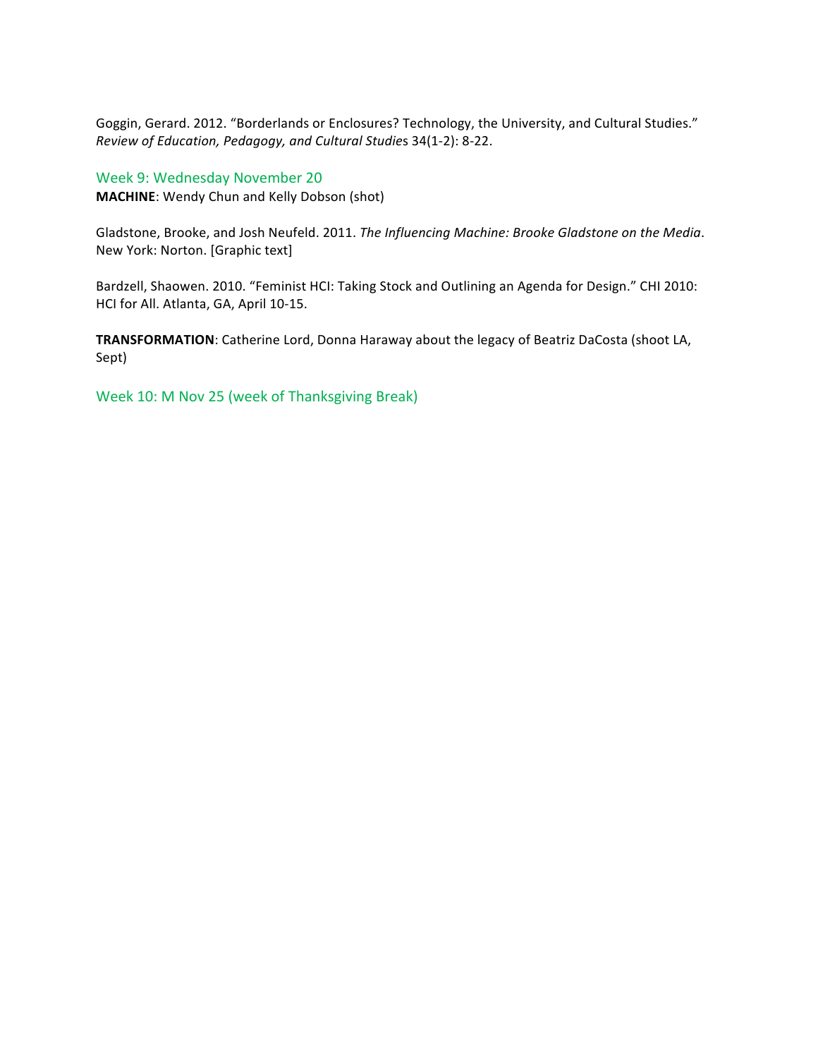Goggin, Gerard. 2012. “Borderlands or Enclosures? Technology, the University, and Cultural Studies.” *Review of Education, Pedagogy, and Cultural Studies* 34(1-2): 8-22.

## Week 9: Wednesday November 20

**MACHINE**: Wendy Chun and Kelly Dobson (shot)

Gladstone, Brooke, and Josh Neufeld. 2011. *The Influencing Machine: Brooke Gladstone on the Media*. New York: Norton. [Graphic text]

Bardzell, Shaowen. 2010. “Feminist HCI: Taking Stock and Outlining an Agenda for Design.” CHI 2010: HCI for All. Atlanta, GA, April 10-15.

**TRANSFORMATION**: Catherine Lord, Donna Haraway about the legacy of Beatriz DaCosta (shoot LA, Sept)

## Week 10: M Nov 25 (week of Thanksgiving Break)